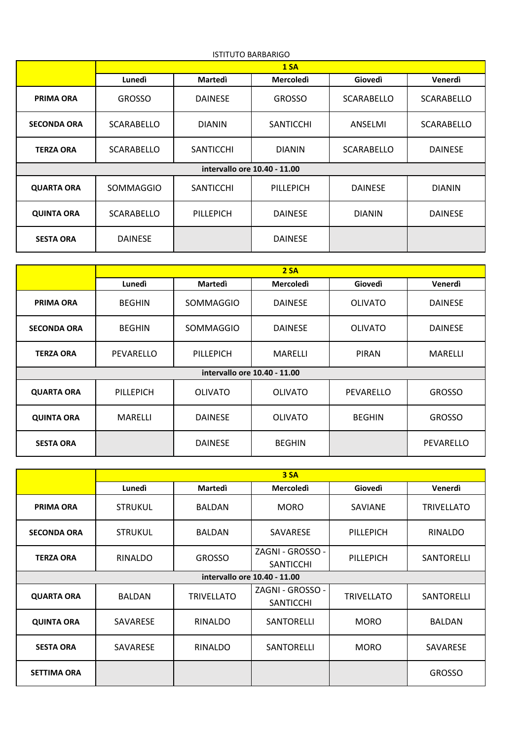ISTITUTO BARBARIGO

| | 1 SA | | | | |
|---|---|---|---|---|---|
| | **Lunedì** | **Martedì** | **Mercoledì** | **Giovedì** | **Venerdì** |
| **PRIMA ORA** | GROSSO | DAINESE | GROSSO | SCARABELLO | SCARABELLO |
| **SECONDA ORA** | SCARABELLO | DIANIN | SANTICCHI | ANSELMI | SCARABELLO |
| **TERZA ORA** | SCARABELLO | SANTICCHI | DIANIN | SCARABELLO | DAINESE |
| **intervallo ore 10.40 - 11.00** | | | | | |
| **QUARTA ORA** | SOMMAGGIO | SANTICCHI | PILLEPICH | DAINESE | DIANIN |
| **QUINTA ORA** | SCARABELLO | PILLEPICH | DAINESE | DIANIN | DAINESE |
| **SESTA ORA** | DAINESE | | DAINESE | | |

| | 2 SA | | | | |
|---|---|---|---|---|---|
| | **Lunedì** | **Martedì** | **Mercoledì** | **Giovedì** | **Venerdì** |
| **PRIMA ORA** | BEGHIN | SOMMAGGIO | DAINESE | OLIVATO | DAINESE |
| **SECONDA ORA** | BEGHIN | SOMMAGGIO | DAINESE | OLIVATO | DAINESE |
| **TERZA ORA** | PEVARELLO | PILLEPICH | MARELLI | PIRAN | MARELLI |
| **intervallo ore 10.40 - 11.00** | | | | | |
| **QUARTA ORA** | PILLEPICH | OLIVATO | OLIVATO | PEVARELLO | GROSSO |
| **QUINTA ORA** | MARELLI | DAINESE | OLIVATO | BEGHIN | GROSSO |
| **SESTA ORA** | | DAINESE | BEGHIN | | PEVARELLO |

| | 3 SA | | | | |
|---|---|---|---|---|---|
| | **Lunedì** | **Martedì** | **Mercoledì** | **Giovedì** | **Venerdì** |
| **PRIMA ORA** | STRUKUL | BALDAN | MORO | SAVIANE | TRIVELLATO |
| **SECONDA ORA** | STRUKUL | BALDAN | SAVARESE | PILLEPICH | RINALDO |
| **TERZA ORA** | RINALDO | GROSSO | ZAGNI - GROSSO - SANTICCHI | PILLEPICH | SANTORELLI |
| **intervallo ore 10.40 - 11.00** | | | | | |
| **QUARTA ORA** | BALDAN | TRIVELLATO | ZAGNI - GROSSO - SANTICCHI | TRIVELLATO | SANTORELLI |
| **QUINTA ORA** | SAVARESE | RINALDO | SANTORELLI | MORO | BALDAN |
| **SESTA ORA** | SAVARESE | RINALDO | SANTORELLI | MORO | SAVARESE |
| **SETTIMA ORA** | | | | | GROSSO |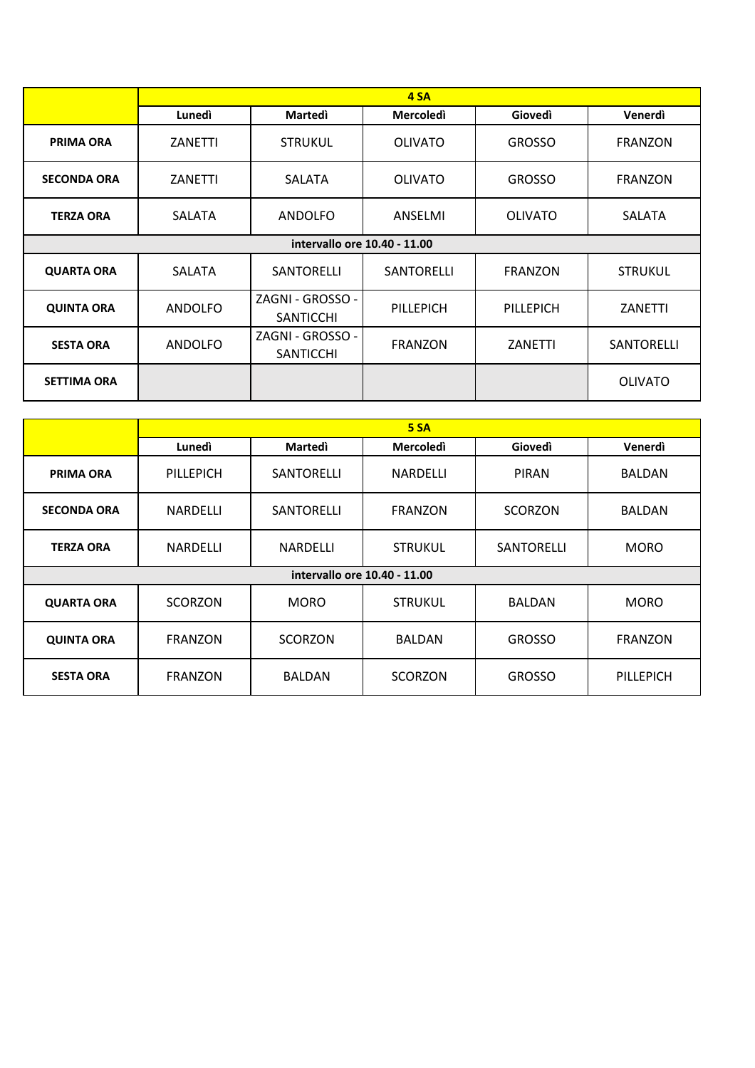| | 4 SA | | | | |
|---|---|---|---|---|---|
| | **Lunedì** | **Martedì** | **Mercoledì** | **Giovedì** | **Venerdì** |
| **PRIMA ORA** | ZANETTI | STRUKUL | OLIVATO | GROSSO | FRANZON |
| **SECONDA ORA** | ZANETTI | SALATA | OLIVATO | GROSSO | FRANZON |
| **TERZA ORA** | SALATA | ANDOLFO | ANSELMI | OLIVATO | SALATA |
| **intervallo ore 10.40 - 11.00** | | | | | |
| **QUARTA ORA** | SALATA | SANTORELLI | SANTORELLI | FRANZON | STRUKUL |
| **QUINTA ORA** | ANDOLFO | ZAGNI - GROSSO - SANTICCHI | PILLEPICH | PILLEPICH | ZANETTI |
| **SESTA ORA** | ANDOLFO | ZAGNI - GROSSO - SANTICCHI | FRANZON | ZANETTI | SANTORELLI |
| **SETTIMA ORA** | | | | | OLIVATO |

| | 5 SA | | | | |
|---|---|---|---|---|---|
| | **Lunedì** | **Martedì** | **Mercoledì** | **Giovedì** | **Venerdì** |
| **PRIMA ORA** | PILLEPICH | SANTORELLI | NARDELLI | PIRAN | BALDAN |
| **SECONDA ORA** | NARDELLI | SANTORELLI | FRANZON | SCORZON | BALDAN |
| **TERZA ORA** | NARDELLI | NARDELLI | STRUKUL | SANTORELLI | MORO |
| **intervallo ore 10.40 - 11.00** | | | | | |
| **QUARTA ORA** | SCORZON | MORO | STRUKUL | BALDAN | MORO |
| **QUINTA ORA** | FRANZON | SCORZON | BALDAN | GROSSO | FRANZON |
| **SESTA ORA** | FRANZON | BALDAN | SCORZON | GROSSO | PILLEPICH |